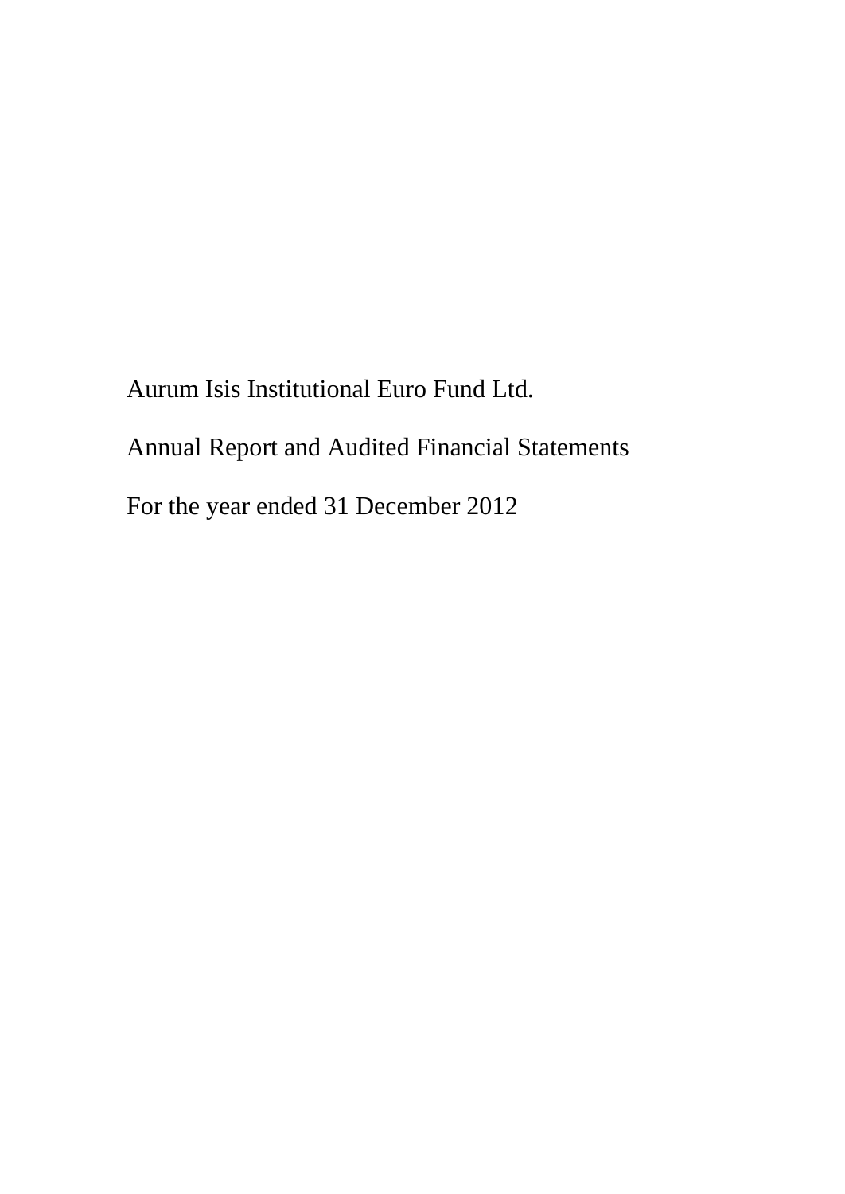# Aurum Isis Institutional Euro Fund Ltd.

## Annual Report and Audited Financial Statements

### For the year ended 31 December 2012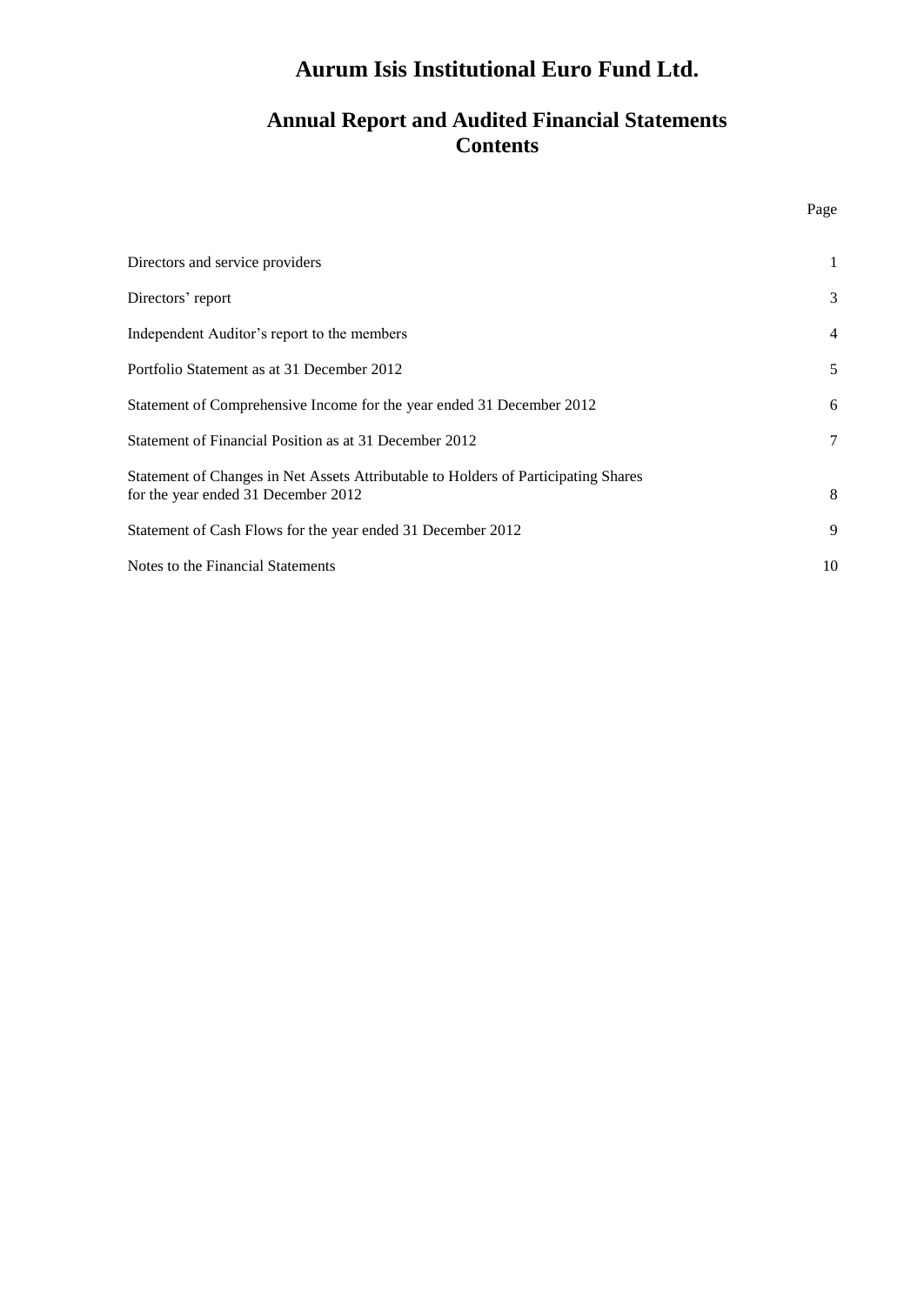# Aurum Isis Institutional Euro Fund Ltd.

## Annual Report and Audited Financial Statements
## Contents

| | Page |
|---|---|
| Directors and service providers | 1 |
| Directors' report | 3 |
| Independent Auditor's report to the members | 4 |
| Portfolio Statement as at 31 December 2012 | 5 |
| Statement of Comprehensive Income for the year ended 31 December 2012 | 6 |
| Statement of Financial Position as at 31 December 2012 | 7 |
| Statement of Changes in Net Assets Attributable to Holders of Participating Shares for the year ended 31 December 2012 | 8 |
| Statement of Cash Flows for the year ended 31 December 2012 | 9 |
| Notes to the Financial Statements | 10 |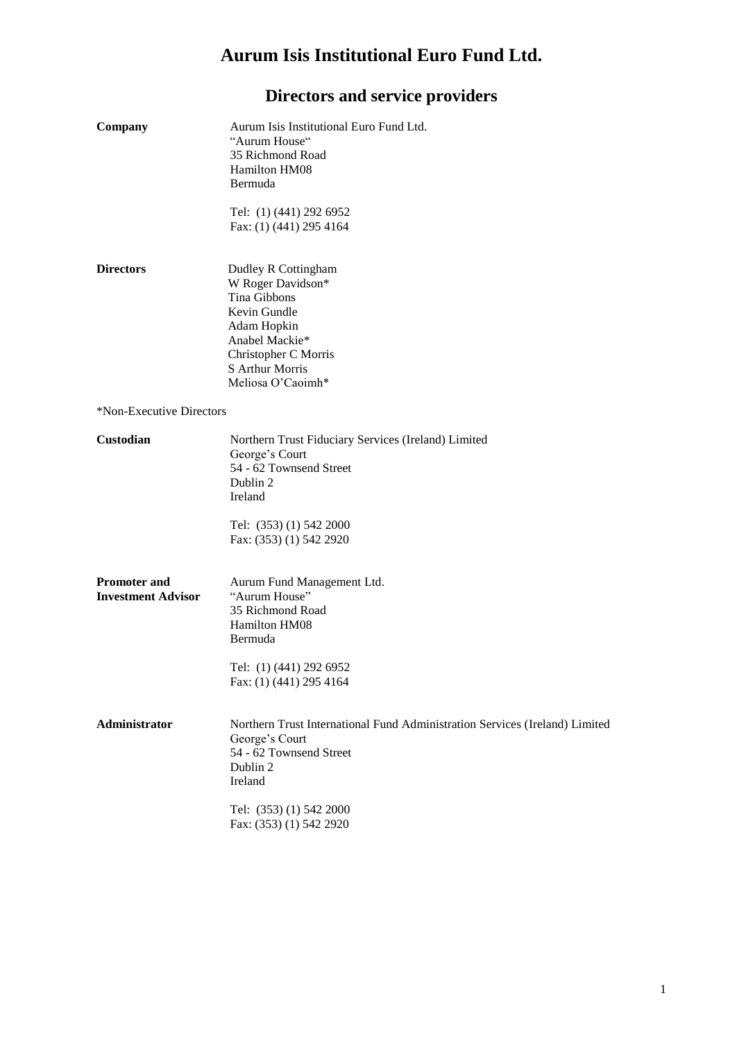# Aurum Isis Institutional Euro Fund Ltd.

## Directors and service providers

**Company**

Aurum Isis Institutional Euro Fund Ltd.
"Aurum House"
35 Richmond Road
Hamilton HM08
Bermuda

Tel: (1) (441) 292 6952
Fax: (1) (441) 295 4164

**Directors**

Dudley R Cottingham
W Roger Davidson*
Tina Gibbons
Kevin Gundle
Adam Hopkin
Anabel Mackie*
Christopher C Morris
S Arthur Morris
Meliosa O'Caoimh*

*Non-Executive Directors

**Custodian**

Northern Trust Fiduciary Services (Ireland) Limited
George's Court
54 - 62 Townsend Street
Dublin 2
Ireland

Tel: (353) (1) 542 2000
Fax: (353) (1) 542 2920

**Promoter and Investment Advisor**

Aurum Fund Management Ltd.
"Aurum House"
35 Richmond Road
Hamilton HM08
Bermuda

Tel: (1) (441) 292 6952
Fax: (1) (441) 295 4164

**Administrator**

Northern Trust International Fund Administration Services (Ireland) Limited
George's Court
54 - 62 Townsend Street
Dublin 2
Ireland

Tel: (353) (1) 542 2000
Fax: (353) (1) 542 2920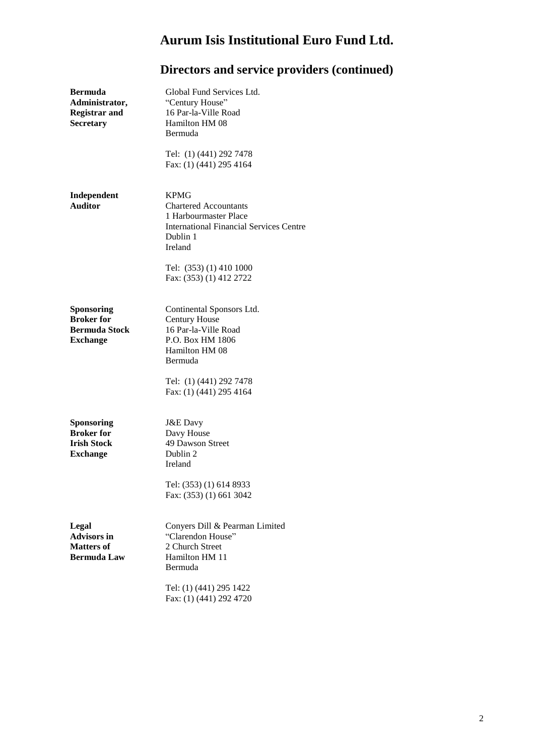# Aurum Isis Institutional Euro Fund Ltd.

## Directors and service providers (continued)

**Bermuda Administrator, Registrar and Secretary**

Global Fund Services Ltd.
"Century House"
16 Par-la-Ville Road
Hamilton HM 08
Bermuda

Tel: (1) (441) 292 7478
Fax: (1) (441) 295 4164

**Independent Auditor**

KPMG
Chartered Accountants
1 Harbourmaster Place
International Financial Services Centre
Dublin 1
Ireland

Tel: (353) (1) 410 1000
Fax: (353) (1) 412 2722

**Sponsoring Broker for Bermuda Stock Exchange**

Continental Sponsors Ltd.
Century House
16 Par-la-Ville Road
P.O. Box HM 1806
Hamilton HM 08
Bermuda

Tel: (1) (441) 292 7478
Fax: (1) (441) 295 4164

**Sponsoring Broker for Irish Stock Exchange**

J&E Davy
Davy House
49 Dawson Street
Dublin 2
Ireland

Tel: (353) (1) 614 8933
Fax: (353) (1) 661 3042

**Legal Advisors in Matters of Bermuda Law**

Conyers Dill & Pearman Limited
"Clarendon House"
2 Church Street
Hamilton HM 11
Bermuda

Tel: (1) (441) 295 1422
Fax: (1) (441) 292 4720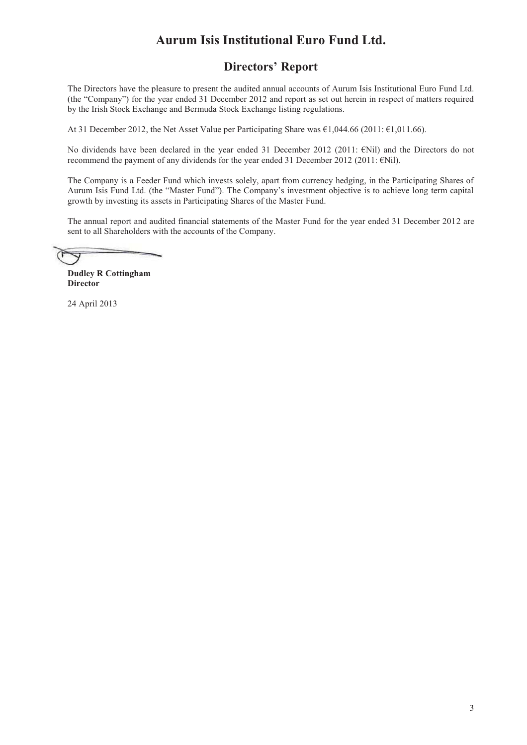# Aurum Isis Institutional Euro Fund Ltd.

## Directors' Report

The Directors have the pleasure to present the audited annual accounts of Aurum Isis Institutional Euro Fund Ltd. (the "Company") for the year ended 31 December 2012 and report as set out herein in respect of matters required by the Irish Stock Exchange and Bermuda Stock Exchange listing regulations.

At 31 December 2012, the Net Asset Value per Participating Share was €1,044.66 (2011: €1,011.66).

No dividends have been declared in the year ended 31 December 2012 (2011: €Nil) and the Directors do not recommend the payment of any dividends for the year ended 31 December 2012 (2011: €Nil).

The Company is a Feeder Fund which invests solely, apart from currency hedging, in the Participating Shares of Aurum Isis Fund Ltd. (the "Master Fund"). The Company's investment objective is to achieve long term capital growth by investing its assets in Participating Shares of the Master Fund.

The annual report and audited financial statements of the Master Fund for the year ended 31 December 2012 are sent to all Shareholders with the accounts of the Company.

**Dudley R Cottingham**
**Director**

24 April 2013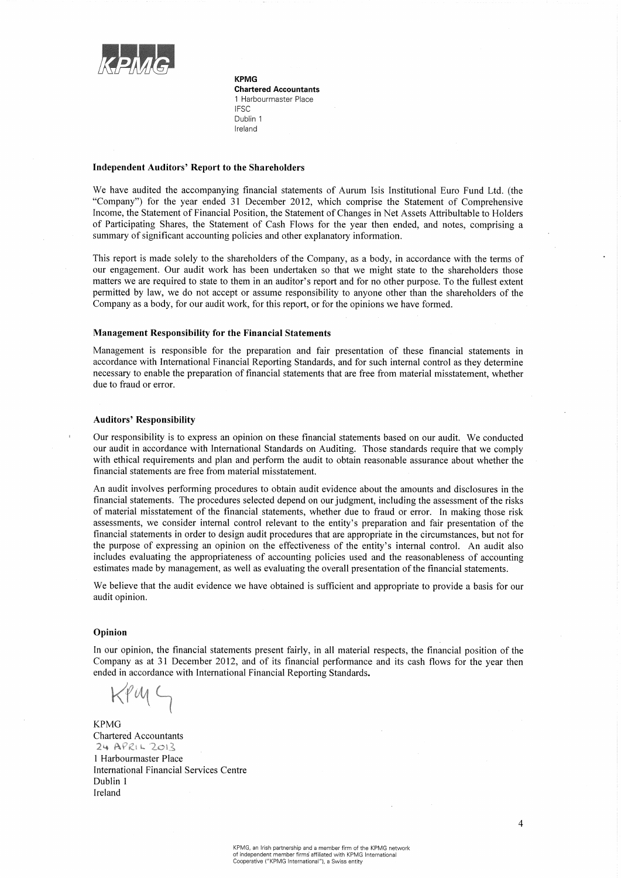KPMG

**KPMG**
**Chartered Accountants**
1 Harbourmaster Place
IFSC
Dublin 1
Ireland

## Independent Auditors' Report to the Shareholders

We have audited the accompanying financial statements of Aurum Isis Institutional Euro Fund Ltd. (the "Company") for the year ended 31 December 2012, which comprise the Statement of Comprehensive Income, the Statement of Financial Position, the Statement of Changes in Net Assets Attributable to Holders of Participating Shares, the Statement of Cash Flows for the year then ended, and notes, comprising a summary of significant accounting policies and other explanatory information.

This report is made solely to the shareholders of the Company, as a body, in accordance with the terms of our engagement. Our audit work has been undertaken so that we might state to the shareholders those matters we are required to state to them in an auditor's report and for no other purpose. To the fullest extent permitted by law, we do not accept or assume responsibility to anyone other than the shareholders of the Company as a body, for our audit work, for this report, or for the opinions we have formed.

### Management Responsibility for the Financial Statements

Management is responsible for the preparation and fair presentation of these financial statements in accordance with International Financial Reporting Standards, and for such internal control as they determine necessary to enable the preparation of financial statements that are free from material misstatement, whether due to fraud or error.

### Auditors' Responsibility

Our responsibility is to express an opinion on these financial statements based on our audit. We conducted our audit in accordance with International Standards on Auditing. Those standards require that we comply with ethical requirements and plan and perform the audit to obtain reasonable assurance about whether the financial statements are free from material misstatement.

An audit involves performing procedures to obtain audit evidence about the amounts and disclosures in the financial statements. The procedures selected depend on our judgment, including the assessment of the risks of material misstatement of the financial statements, whether due to fraud or error. In making those risk assessments, we consider internal control relevant to the entity's preparation and fair presentation of the financial statements in order to design audit procedures that are appropriate in the circumstances, but not for the purpose of expressing an opinion on the effectiveness of the entity's internal control. An audit also includes evaluating the appropriateness of accounting policies used and the reasonableness of accounting estimates made by management, as well as evaluating the overall presentation of the financial statements.

We believe that the audit evidence we have obtained is sufficient and appropriate to provide a basis for our audit opinion.

### Opinion

In our opinion, the financial statements present fairly, in all material respects, the financial position of the Company as at 31 December 2012, and of its financial performance and its cash flows for the year then ended in accordance with International Financial Reporting Standards.

KPMG

KPMG
Chartered Accountants
24 APRIL 2013
1 Harbourmaster Place
International Financial Services Centre
Dublin 1
Ireland

KPMG, an Irish partnership and a member firm of the KPMG network of independent member firms affiliated with KPMG International Cooperative ("KPMG International"), a Swiss entity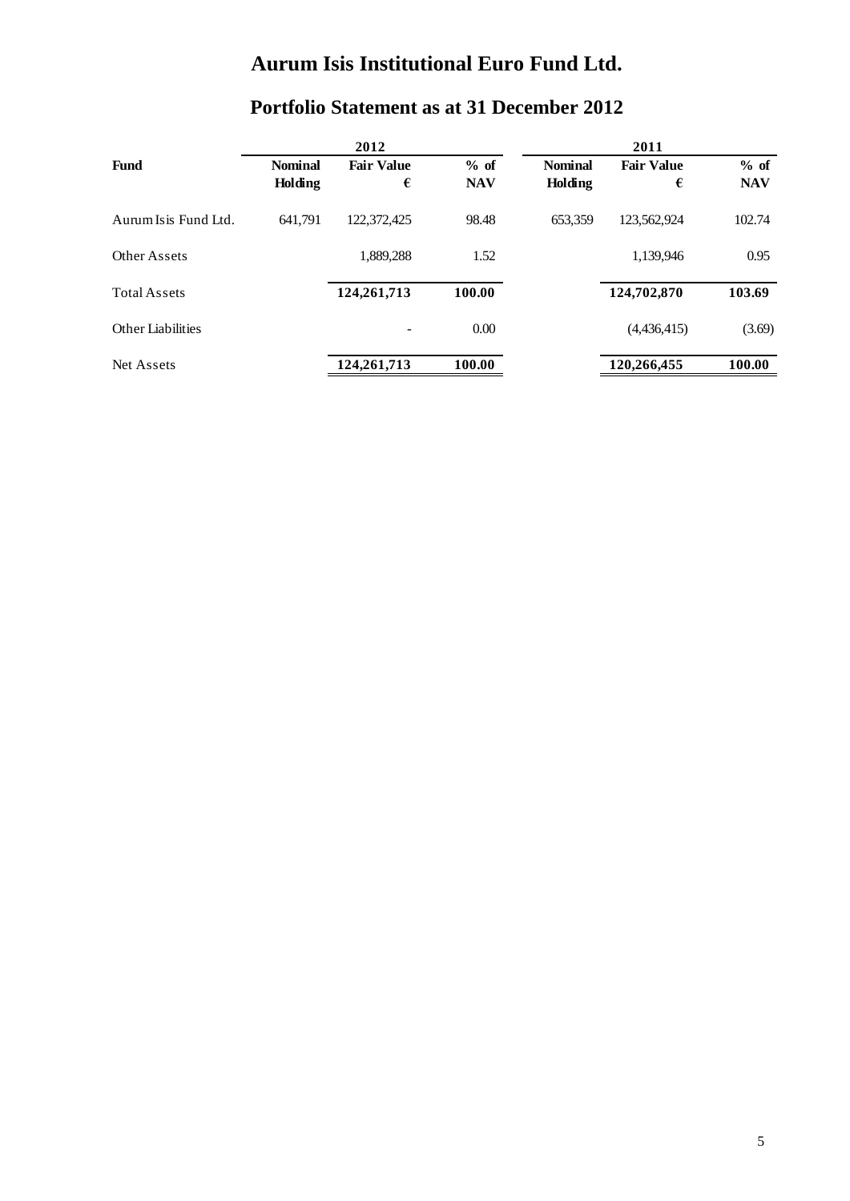# Aurum Isis Institutional Euro Fund Ltd.

## Portfolio Statement as at 31 December 2012

| | 2012 | | | 2011 | | |
|---|---|---|---|---|---|---|
| **Fund** | **Nominal Holding** | **Fair Value €** | **% of NAV** | **Nominal Holding** | **Fair Value €** | **% of NAV** |
| Aurum Isis Fund Ltd. | 641,791 | 122,372,425 | 98.48 | 653,359 | 123,562,924 | 102.74 |
| Other Assets | | 1,889,288 | 1.52 | | 1,139,946 | 0.95 |
| Total Assets | | **124,261,713** | **100.00** | | **124,702,870** | **103.69** |
| Other Liabilities | | - | 0.00 | | (4,436,415) | (3.69) |
| Net Assets | | **124,261,713** | **100.00** | | **120,266,455** | **100.00** |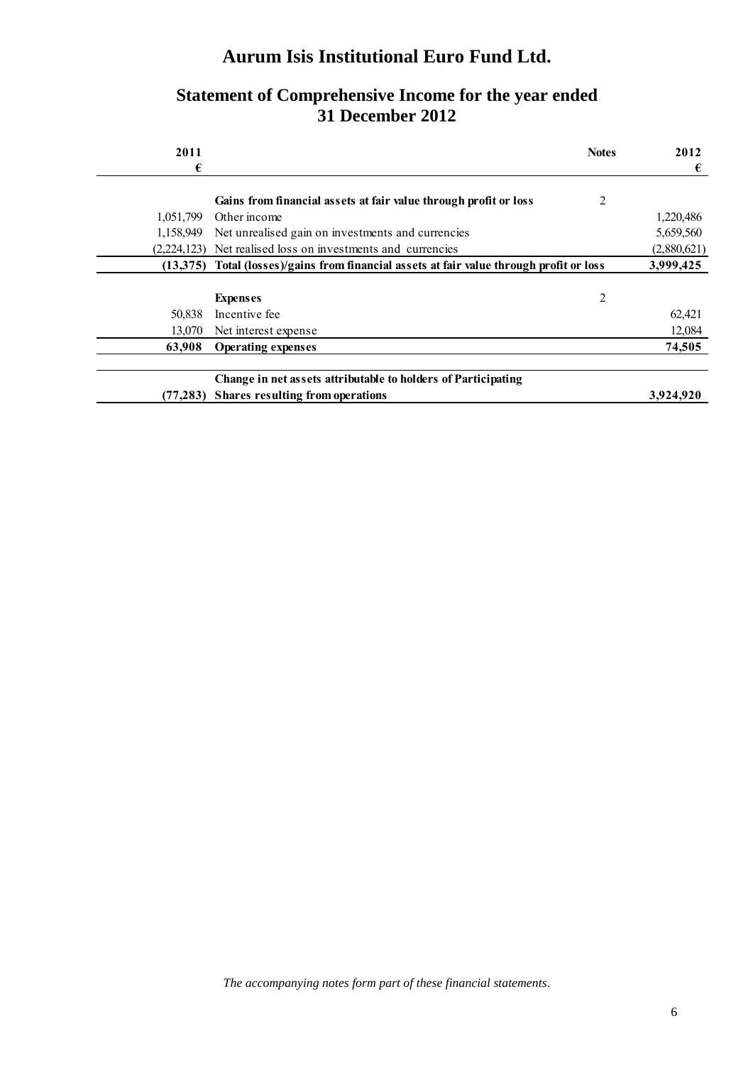# Aurum Isis Institutional Euro Fund Ltd.

## Statement of Comprehensive Income for the year ended 31 December 2012

| 2011 € | | Notes | 2012 € |
|---|---|---|---|
| | **Gains from financial assets at fair value through profit or loss** | 2 | |
| 1,051,799 | Other income | | 1,220,486 |
| 1,158,949 | Net unrealised gain on investments and currencies | | 5,659,560 |
| (2,224,123) | Net realised loss on investments and currencies | | (2,880,621) |
| **(13,375)** | **Total (losses)/gains from financial assets at fair value through profit or loss** | | **3,999,425** |
| | **Expenses** | 2 | |
| 50,838 | Incentive fee | | 62,421 |
| 13,070 | Net interest expense | | 12,084 |
| **63,908** | **Operating expenses** | | **74,505** |
| **(77,283)** | **Change in net assets attributable to holders of Participating Shares resulting from operations** | | **3,924,920** |

*The accompanying notes form part of these financial statements.*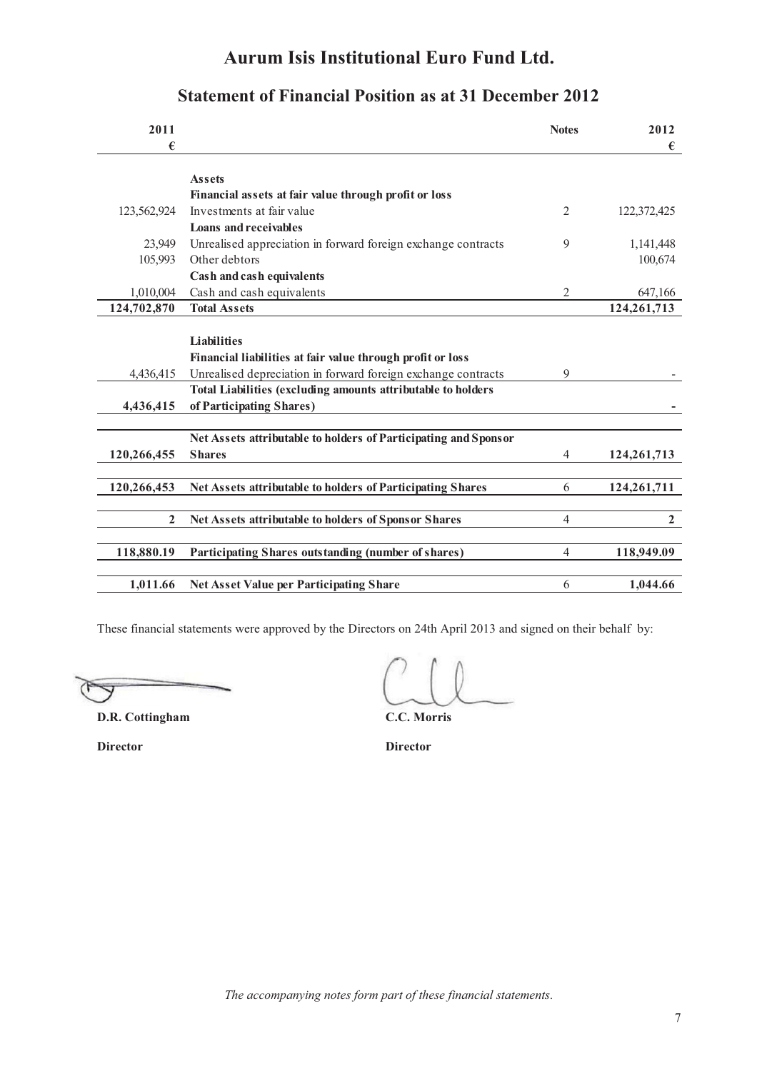# Aurum Isis Institutional Euro Fund Ltd.

## Statement of Financial Position as at 31 December 2012

| 2011 € | | Notes | 2012 € |
|---|---|---|---|
| | **Assets** | | |
| | **Financial assets at fair value through profit or loss** | | |
| 123,562,924 | Investments at fair value | 2 | 122,372,425 |
| | **Loans and receivables** | | |
| 23,949 | Unrealised appreciation in forward foreign exchange contracts | 9 | 1,141,448 |
| 105,993 | Other debtors | | 100,674 |
| | **Cash and cash equivalents** | | |
| 1,010,004 | Cash and cash equivalents | 2 | 647,166 |
| **124,702,870** | **Total Assets** | | **124,261,713** |
| | **Liabilities** | | |
| | **Financial liabilities at fair value through profit or loss** | | |
| 4,436,415 | Unrealised depreciation in forward foreign exchange contracts | 9 | - |
| **4,436,415** | **Total Liabilities (excluding amounts attributable to holders of Participating Shares)** | | **-** |
| **120,266,455** | **Net Assets attributable to holders of Participating and Sponsor Shares** | 4 | **124,261,713** |
| **120,266,453** | **Net Assets attributable to holders of Participating Shares** | 6 | **124,261,711** |
| **2** | **Net Assets attributable to holders of Sponsor Shares** | 4 | **2** |
| **118,880.19** | **Participating Shares outstanding (number of shares)** | 4 | **118,949.09** |
| **1,011.66** | **Net Asset Value per Participating Share** | 6 | **1,044.66** |

These financial statements were approved by the Directors on 24th April 2013 and signed on their behalf by:

**D.R. Cottingham**

**Director**

**C.C. Morris**

**Director**

*The accompanying notes form part of these financial statements.*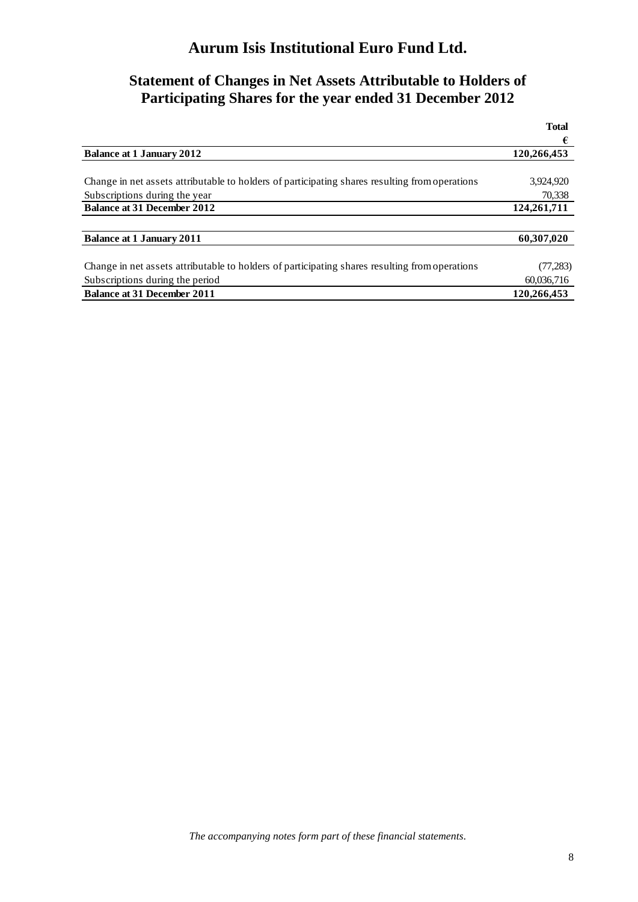# Aurum Isis Institutional Euro Fund Ltd.

## Statement of Changes in Net Assets Attributable to Holders of Participating Shares for the year ended 31 December 2012

| | Total |
|---|---|
| | € |
| **Balance at 1 January 2012** | **120,266,453** |
| | |
| Change in net assets attributable to holders of participating shares resulting from operations | 3,924,920 |
| Subscriptions during the year | 70,338 |
| **Balance at 31 December 2012** | **124,261,711** |
| | |
| **Balance at 1 January 2011** | **60,307,020** |
| | |
| Change in net assets attributable to holders of participating shares resulting from operations | (77,283) |
| Subscriptions during the period | 60,036,716 |
| **Balance at 31 December 2011** | **120,266,453** |

*The accompanying notes form part of these financial statements.*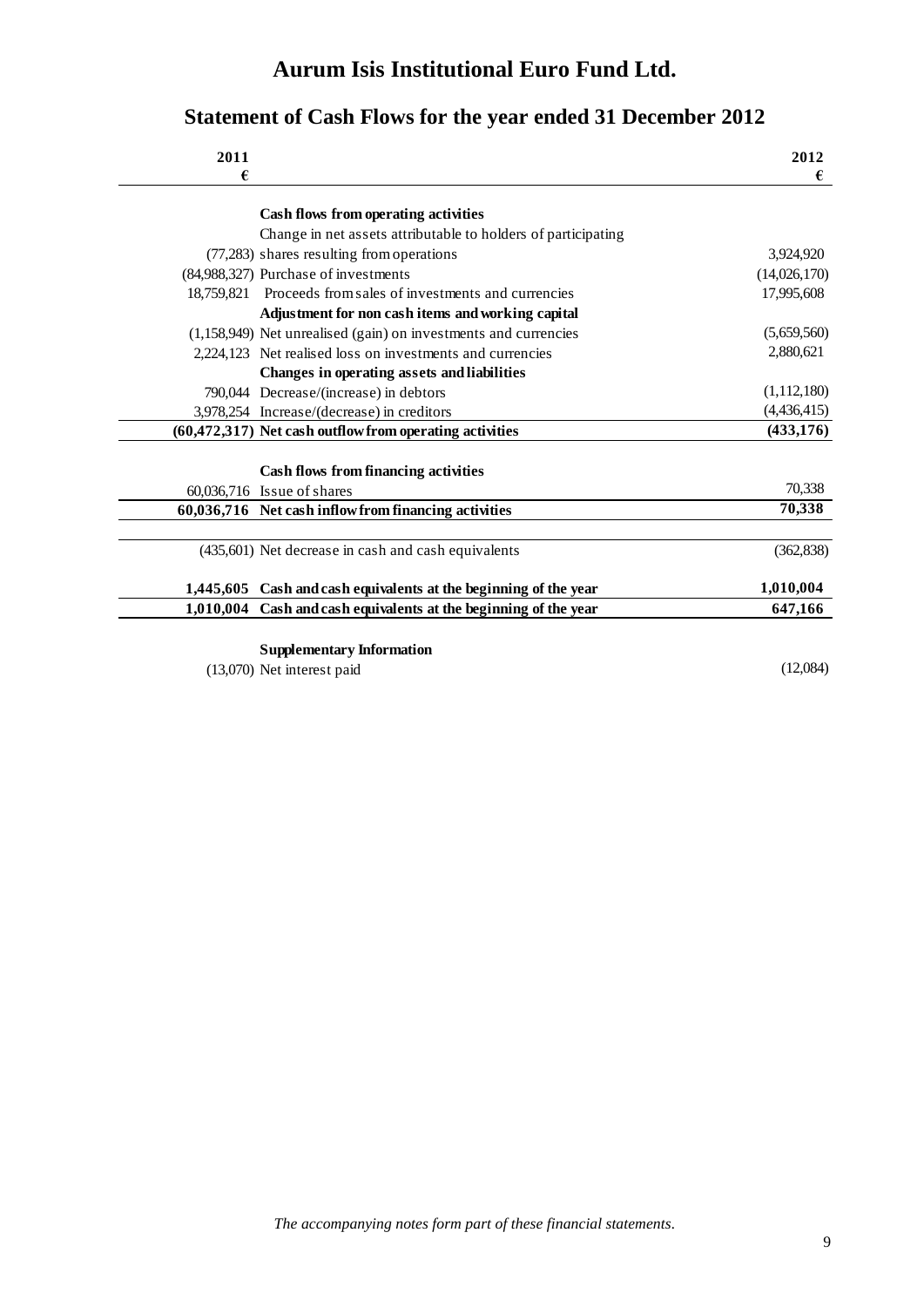# Aurum Isis Institutional Euro Fund Ltd.

## Statement of Cash Flows for the year ended 31 December 2012

| 2011 € | | 2012 € |
|---:|---|---:|
| | **Cash flows from operating activities** | |
| | Change in net assets attributable to holders of participating | |
| (77,283) | shares resulting from operations | 3,924,920 |
| (84,988,327) | Purchase of investments | (14,026,170) |
| 18,759,821 | Proceeds from sales of investments and currencies | 17,995,608 |
| | **Adjustment for non cash items and working capital** | |
| (1,158,949) | Net unrealised (gain) on investments and currencies | (5,659,560) |
| 2,224,123 | Net realised loss on investments and currencies | 2,880,621 |
| | **Changes in operating assets and liabilities** | |
| 790,044 | Decrease/(increase) in debtors | (1,112,180) |
| 3,978,254 | Increase/(decrease) in creditors | (4,436,415) |
| **(60,472,317)** | **Net cash outflow from operating activities** | **(433,176)** |
| | | |
| | **Cash flows from financing activities** | |
| 60,036,716 | Issue of shares | 70,338 |
| **60,036,716** | **Net cash inflow from financing activities** | **70,338** |
| | | |
| (435,601) | Net decrease in cash and cash equivalents | (362,838) |
| | | |
| **1,445,605** | **Cash and cash equivalents at the beginning of the year** | **1,010,004** |
| **1,010,004** | **Cash and cash equivalents at the beginning of the year** | **647,166** |
| | | |
| | **Supplementary Information** | |
| (13,070) | Net interest paid | (12,084) |

*The accompanying notes form part of these financial statements.*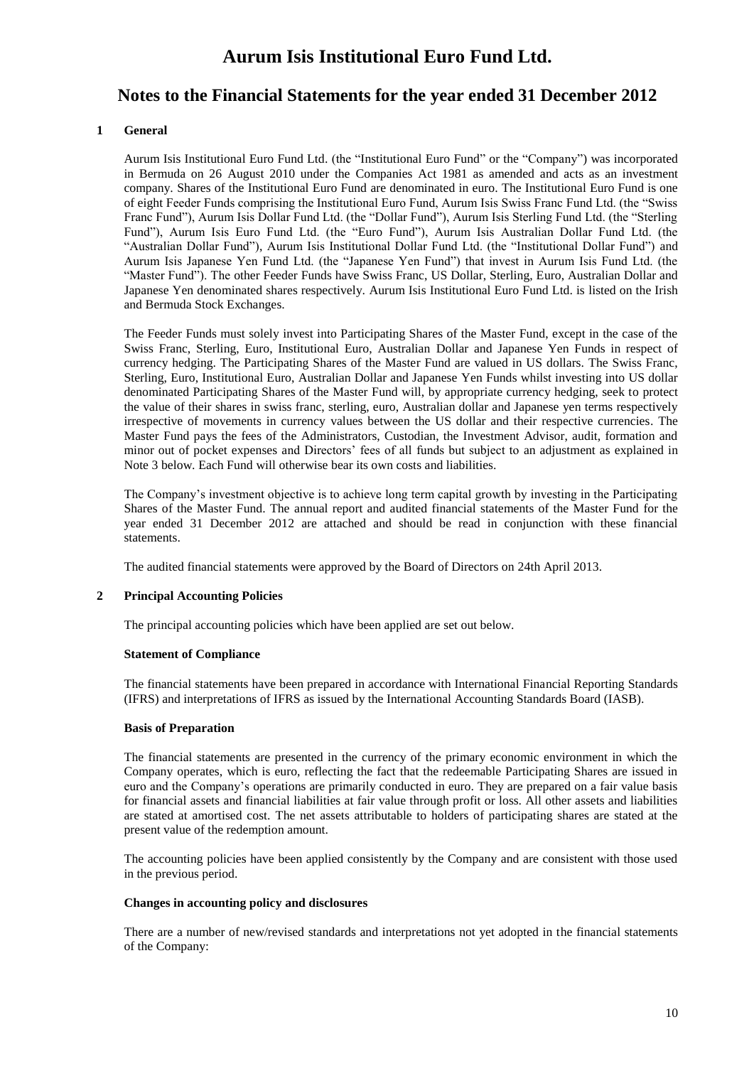# Aurum Isis Institutional Euro Fund Ltd.

## Notes to the Financial Statements for the year ended 31 December 2012

### 1 General

Aurum Isis Institutional Euro Fund Ltd. (the "Institutional Euro Fund" or the "Company") was incorporated in Bermuda on 26 August 2010 under the Companies Act 1981 as amended and acts as an investment company. Shares of the Institutional Euro Fund are denominated in euro. The Institutional Euro Fund is one of eight Feeder Funds comprising the Institutional Euro Fund, Aurum Isis Swiss Franc Fund Ltd. (the "Swiss Franc Fund"), Aurum Isis Dollar Fund Ltd. (the "Dollar Fund"), Aurum Isis Sterling Fund Ltd. (the "Sterling Fund"), Aurum Isis Euro Fund Ltd. (the "Euro Fund"), Aurum Isis Australian Dollar Fund Ltd. (the "Australian Dollar Fund"), Aurum Isis Institutional Dollar Fund Ltd. (the "Institutional Dollar Fund") and Aurum Isis Japanese Yen Fund Ltd. (the "Japanese Yen Fund") that invest in Aurum Isis Fund Ltd. (the "Master Fund"). The other Feeder Funds have Swiss Franc, US Dollar, Sterling, Euro, Australian Dollar and Japanese Yen denominated shares respectively. Aurum Isis Institutional Euro Fund Ltd. is listed on the Irish and Bermuda Stock Exchanges.

The Feeder Funds must solely invest into Participating Shares of the Master Fund, except in the case of the Swiss Franc, Sterling, Euro, Institutional Euro, Australian Dollar and Japanese Yen Funds in respect of currency hedging. The Participating Shares of the Master Fund are valued in US dollars. The Swiss Franc, Sterling, Euro, Institutional Euro, Australian Dollar and Japanese Yen Funds whilst investing into US dollar denominated Participating Shares of the Master Fund will, by appropriate currency hedging, seek to protect the value of their shares in swiss franc, sterling, euro, Australian dollar and Japanese yen terms respectively irrespective of movements in currency values between the US dollar and their respective currencies. The Master Fund pays the fees of the Administrators, Custodian, the Investment Advisor, audit, formation and minor out of pocket expenses and Directors' fees of all funds but subject to an adjustment as explained in Note 3 below. Each Fund will otherwise bear its own costs and liabilities.

The Company's investment objective is to achieve long term capital growth by investing in the Participating Shares of the Master Fund. The annual report and audited financial statements of the Master Fund for the year ended 31 December 2012 are attached and should be read in conjunction with these financial statements.

The audited financial statements were approved by the Board of Directors on 24th April 2013.

### 2 Principal Accounting Policies

The principal accounting policies which have been applied are set out below.

**Statement of Compliance**

The financial statements have been prepared in accordance with International Financial Reporting Standards (IFRS) and interpretations of IFRS as issued by the International Accounting Standards Board (IASB).

**Basis of Preparation**

The financial statements are presented in the currency of the primary economic environment in which the Company operates, which is euro, reflecting the fact that the redeemable Participating Shares are issued in euro and the Company's operations are primarily conducted in euro. They are prepared on a fair value basis for financial assets and financial liabilities at fair value through profit or loss. All other assets and liabilities are stated at amortised cost. The net assets attributable to holders of participating shares are stated at the present value of the redemption amount.

The accounting policies have been applied consistently by the Company and are consistent with those used in the previous period.

**Changes in accounting policy and disclosures**

There are a number of new/revised standards and interpretations not yet adopted in the financial statements of the Company: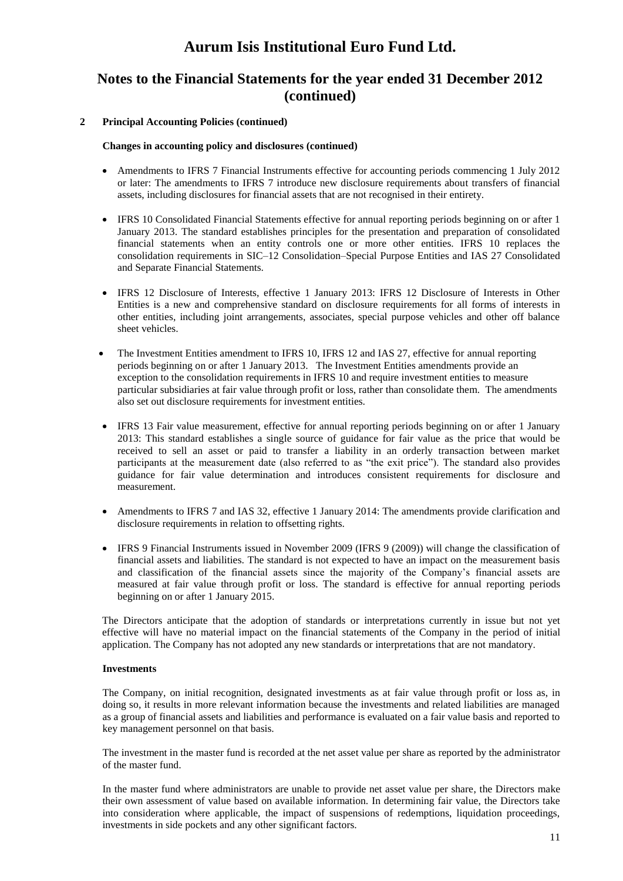## 2 Principal Accounting Policies (continued)

### Changes in accounting policy and disclosures (continued)

- Amendments to IFRS 7 Financial Instruments effective for accounting periods commencing 1 July 2012 or later: The amendments to IFRS 7 introduce new disclosure requirements about transfers of financial assets, including disclosures for financial assets that are not recognised in their entirety.
- IFRS 10 Consolidated Financial Statements effective for annual reporting periods beginning on or after 1 January 2013. The standard establishes principles for the presentation and preparation of consolidated financial statements when an entity controls one or more other entities. IFRS 10 replaces the consolidation requirements in SIC–12 Consolidation–Special Purpose Entities and IAS 27 Consolidated and Separate Financial Statements.
- IFRS 12 Disclosure of Interests, effective 1 January 2013: IFRS 12 Disclosure of Interests in Other Entities is a new and comprehensive standard on disclosure requirements for all forms of interests in other entities, including joint arrangements, associates, special purpose vehicles and other off balance sheet vehicles.
- The Investment Entities amendment to IFRS 10, IFRS 12 and IAS 27, effective for annual reporting periods beginning on or after 1 January 2013. The Investment Entities amendments provide an exception to the consolidation requirements in IFRS 10 and require investment entities to measure particular subsidiaries at fair value through profit or loss, rather than consolidate them. The amendments also set out disclosure requirements for investment entities.
- IFRS 13 Fair value measurement, effective for annual reporting periods beginning on or after 1 January 2013: This standard establishes a single source of guidance for fair value as the price that would be received to sell an asset or paid to transfer a liability in an orderly transaction between market participants at the measurement date (also referred to as "the exit price"). The standard also provides guidance for fair value determination and introduces consistent requirements for disclosure and measurement.
- Amendments to IFRS 7 and IAS 32, effective 1 January 2014: The amendments provide clarification and disclosure requirements in relation to offsetting rights.
- IFRS 9 Financial Instruments issued in November 2009 (IFRS 9 (2009)) will change the classification of financial assets and liabilities. The standard is not expected to have an impact on the measurement basis and classification of the financial assets since the majority of the Company's financial assets are measured at fair value through profit or loss. The standard is effective for annual reporting periods beginning on or after 1 January 2015.

The Directors anticipate that the adoption of standards or interpretations currently in issue but not yet effective will have no material impact on the financial statements of the Company in the period of initial application. The Company has not adopted any new standards or interpretations that are not mandatory.

### Investments

The Company, on initial recognition, designated investments as at fair value through profit or loss as, in doing so, it results in more relevant information because the investments and related liabilities are managed as a group of financial assets and liabilities and performance is evaluated on a fair value basis and reported to key management personnel on that basis.

The investment in the master fund is recorded at the net asset value per share as reported by the administrator of the master fund.

In the master fund where administrators are unable to provide net asset value per share, the Directors make their own assessment of value based on available information. In determining fair value, the Directors take into consideration where applicable, the impact of suspensions of redemptions, liquidation proceedings, investments in side pockets and any other significant factors.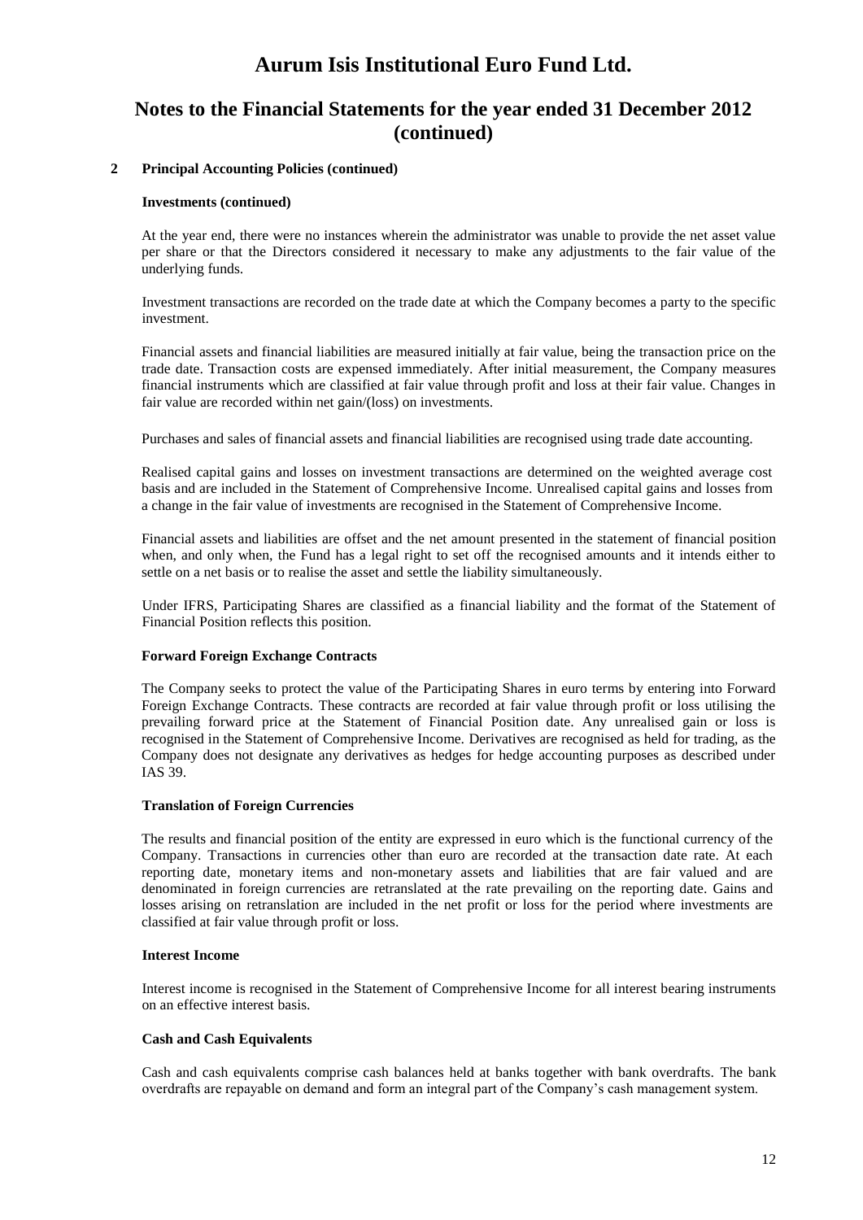# Aurum Isis Institutional Euro Fund Ltd.

## Notes to the Financial Statements for the year ended 31 December 2012 (continued)

### 2 Principal Accounting Policies (continued)

**Investments (continued)**

At the year end, there were no instances wherein the administrator was unable to provide the net asset value per share or that the Directors considered it necessary to make any adjustments to the fair value of the underlying funds.

Investment transactions are recorded on the trade date at which the Company becomes a party to the specific investment.

Financial assets and financial liabilities are measured initially at fair value, being the transaction price on the trade date. Transaction costs are expensed immediately. After initial measurement, the Company measures financial instruments which are classified at fair value through profit and loss at their fair value. Changes in fair value are recorded within net gain/(loss) on investments.

Purchases and sales of financial assets and financial liabilities are recognised using trade date accounting.

Realised capital gains and losses on investment transactions are determined on the weighted average cost basis and are included in the Statement of Comprehensive Income. Unrealised capital gains and losses from a change in the fair value of investments are recognised in the Statement of Comprehensive Income.

Financial assets and liabilities are offset and the net amount presented in the statement of financial position when, and only when, the Fund has a legal right to set off the recognised amounts and it intends either to settle on a net basis or to realise the asset and settle the liability simultaneously.

Under IFRS, Participating Shares are classified as a financial liability and the format of the Statement of Financial Position reflects this position.

**Forward Foreign Exchange Contracts**

The Company seeks to protect the value of the Participating Shares in euro terms by entering into Forward Foreign Exchange Contracts. These contracts are recorded at fair value through profit or loss utilising the prevailing forward price at the Statement of Financial Position date. Any unrealised gain or loss is recognised in the Statement of Comprehensive Income. Derivatives are recognised as held for trading, as the Company does not designate any derivatives as hedges for hedge accounting purposes as described under IAS 39.

**Translation of Foreign Currencies**

The results and financial position of the entity are expressed in euro which is the functional currency of the Company. Transactions in currencies other than euro are recorded at the transaction date rate. At each reporting date, monetary items and non-monetary assets and liabilities that are fair valued and are denominated in foreign currencies are retranslated at the rate prevailing on the reporting date. Gains and losses arising on retranslation are included in the net profit or loss for the period where investments are classified at fair value through profit or loss.

**Interest Income**

Interest income is recognised in the Statement of Comprehensive Income for all interest bearing instruments on an effective interest basis.

**Cash and Cash Equivalents**

Cash and cash equivalents comprise cash balances held at banks together with bank overdrafts. The bank overdrafts are repayable on demand and form an integral part of the Company's cash management system.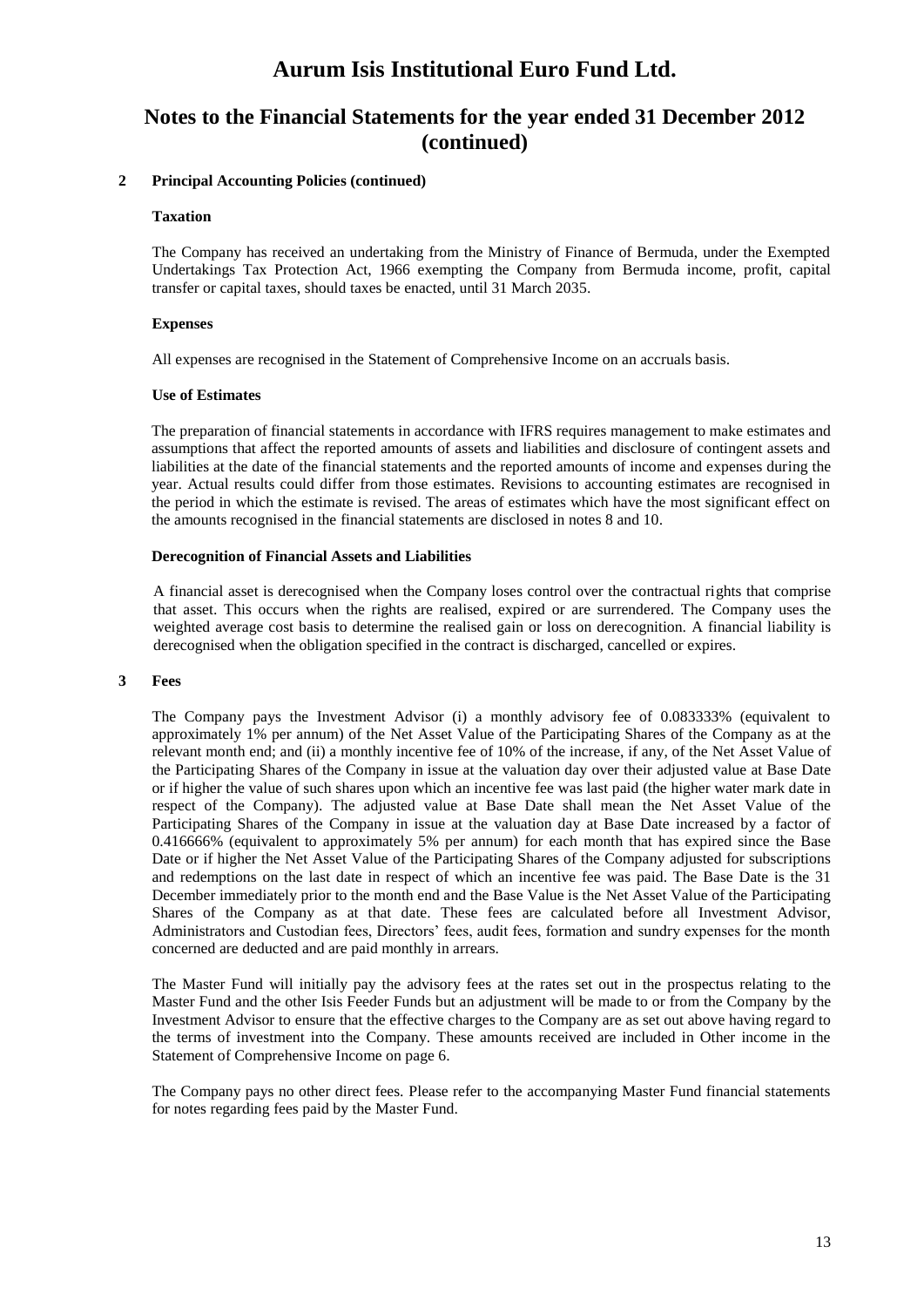# Aurum Isis Institutional Euro Fund Ltd.

## Notes to the Financial Statements for the year ended 31 December 2012 (continued)

**2 Principal Accounting Policies (continued)**

**Taxation**

The Company has received an undertaking from the Ministry of Finance of Bermuda, under the Exempted Undertakings Tax Protection Act, 1966 exempting the Company from Bermuda income, profit, capital transfer or capital taxes, should taxes be enacted, until 31 March 2035.

**Expenses**

All expenses are recognised in the Statement of Comprehensive Income on an accruals basis.

**Use of Estimates**

The preparation of financial statements in accordance with IFRS requires management to make estimates and assumptions that affect the reported amounts of assets and liabilities and disclosure of contingent assets and liabilities at the date of the financial statements and the reported amounts of income and expenses during the year. Actual results could differ from those estimates. Revisions to accounting estimates are recognised in the period in which the estimate is revised. The areas of estimates which have the most significant effect on the amounts recognised in the financial statements are disclosed in notes 8 and 10.

**Derecognition of Financial Assets and Liabilities**

A financial asset is derecognised when the Company loses control over the contractual rights that comprise that asset. This occurs when the rights are realised, expired or are surrendered. The Company uses the weighted average cost basis to determine the realised gain or loss on derecognition. A financial liability is derecognised when the obligation specified in the contract is discharged, cancelled or expires.

**3 Fees**

The Company pays the Investment Advisor (i) a monthly advisory fee of 0.083333% (equivalent to approximately 1% per annum) of the Net Asset Value of the Participating Shares of the Company as at the relevant month end; and (ii) a monthly incentive fee of 10% of the increase, if any, of the Net Asset Value of the Participating Shares of the Company in issue at the valuation day over their adjusted value at Base Date or if higher the value of such shares upon which an incentive fee was last paid (the higher water mark date in respect of the Company). The adjusted value at Base Date shall mean the Net Asset Value of the Participating Shares of the Company in issue at the valuation day at Base Date increased by a factor of 0.416666% (equivalent to approximately 5% per annum) for each month that has expired since the Base Date or if higher the Net Asset Value of the Participating Shares of the Company adjusted for subscriptions and redemptions on the last date in respect of which an incentive fee was paid. The Base Date is the 31 December immediately prior to the month end and the Base Value is the Net Asset Value of the Participating Shares of the Company as at that date. These fees are calculated before all Investment Advisor, Administrators and Custodian fees, Directors' fees, audit fees, formation and sundry expenses for the month concerned are deducted and are paid monthly in arrears.

The Master Fund will initially pay the advisory fees at the rates set out in the prospectus relating to the Master Fund and the other Isis Feeder Funds but an adjustment will be made to or from the Company by the Investment Advisor to ensure that the effective charges to the Company are as set out above having regard to the terms of investment into the Company. These amounts received are included in Other income in the Statement of Comprehensive Income on page 6.

The Company pays no other direct fees. Please refer to the accompanying Master Fund financial statements for notes regarding fees paid by the Master Fund.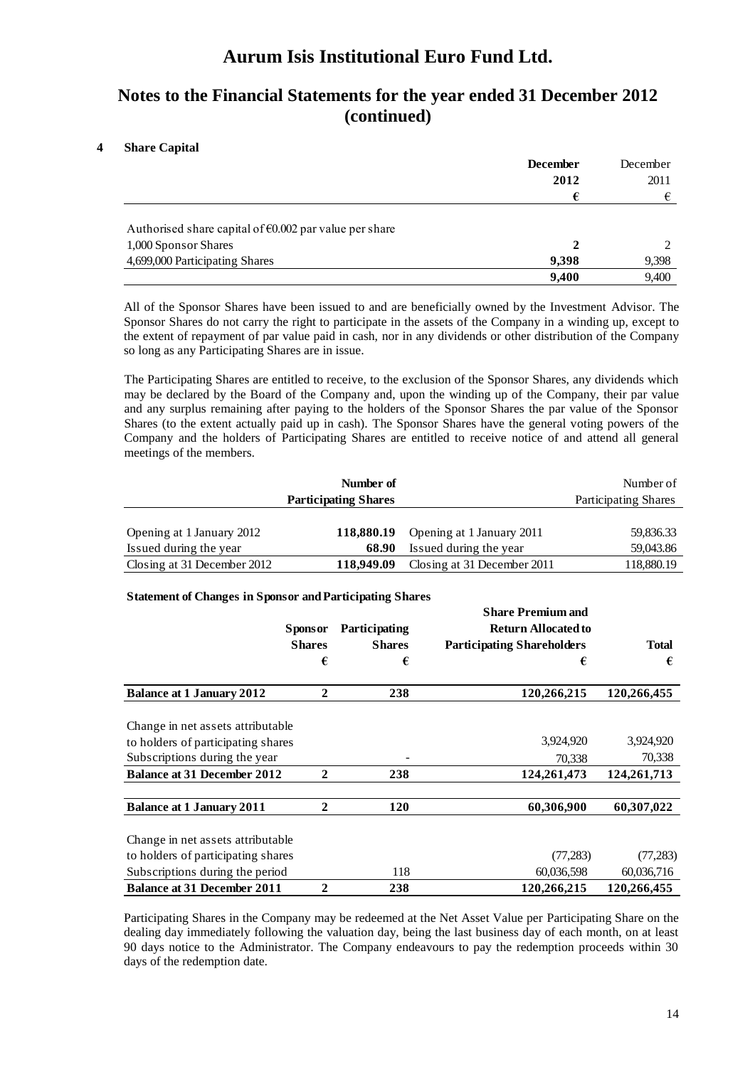# Aurum Isis Institutional Euro Fund Ltd.

## Notes to the Financial Statements for the year ended 31 December 2012 (continued)

### 4 Share Capital

| | **December 2012** | December 2011 |
|---|---|---|
| | **€** | € |
| Authorised share capital of €0.002 par value per share | | |
| 1,000 Sponsor Shares | **2** | 2 |
| 4,699,000 Participating Shares | **9,398** | 9,398 |
| | **9,400** | 9,400 |

All of the Sponsor Shares have been issued to and are beneficially owned by the Investment Advisor. The Sponsor Shares do not carry the right to participate in the assets of the Company in a winding up, except to the extent of repayment of par value paid in cash, nor in any dividends or other distribution of the Company so long as any Participating Shares are in issue.

The Participating Shares are entitled to receive, to the exclusion of the Sponsor Shares, any dividends which may be declared by the Board of the Company and, upon the winding up of the Company, their par value and any surplus remaining after paying to the holders of the Sponsor Shares the par value of the Sponsor Shares (to the extent actually paid up in cash). The Sponsor Shares have the general voting powers of the Company and the holders of Participating Shares are entitled to receive notice of and attend all general meetings of the members.

| | **Number of Participating Shares** | | Number of Participating Shares |
|---|---|---|---|
| Opening at 1 January 2012 | **118,880.19** | Opening at 1 January 2011 | 59,836.33 |
| Issued during the year | **68.90** | Issued during the year | 59,043.86 |
| Closing at 31 December 2012 | **118,949.09** | Closing at 31 December 2011 | 118,880.19 |

**Statement of Changes in Sponsor and Participating Shares**

| | **Sponsor Shares** | **Participating Shares** | **Share Premium and Return Allocated to Participating Shareholders** | **Total** |
|---|---|---|---|---|
| | **€** | **€** | **€** | **€** |
| **Balance at 1 January 2012** | **2** | **238** | **120,266,215** | **120,266,455** |
| Change in net assets attributable to holders of participating shares | | | 3,924,920 | 3,924,920 |
| Subscriptions during the year | | - | 70,338 | 70,338 |
| **Balance at 31 December 2012** | **2** | **238** | **124,261,473** | **124,261,713** |
| **Balance at 1 January 2011** | **2** | **120** | **60,306,900** | **60,307,022** |
| Change in net assets attributable to holders of participating shares | | | (77,283) | (77,283) |
| Subscriptions during the period | | 118 | 60,036,598 | 60,036,716 |
| **Balance at 31 December 2011** | **2** | **238** | **120,266,215** | **120,266,455** |

Participating Shares in the Company may be redeemed at the Net Asset Value per Participating Share on the dealing day immediately following the valuation day, being the last business day of each month, on at least 90 days notice to the Administrator. The Company endeavours to pay the redemption proceeds within 30 days of the redemption date.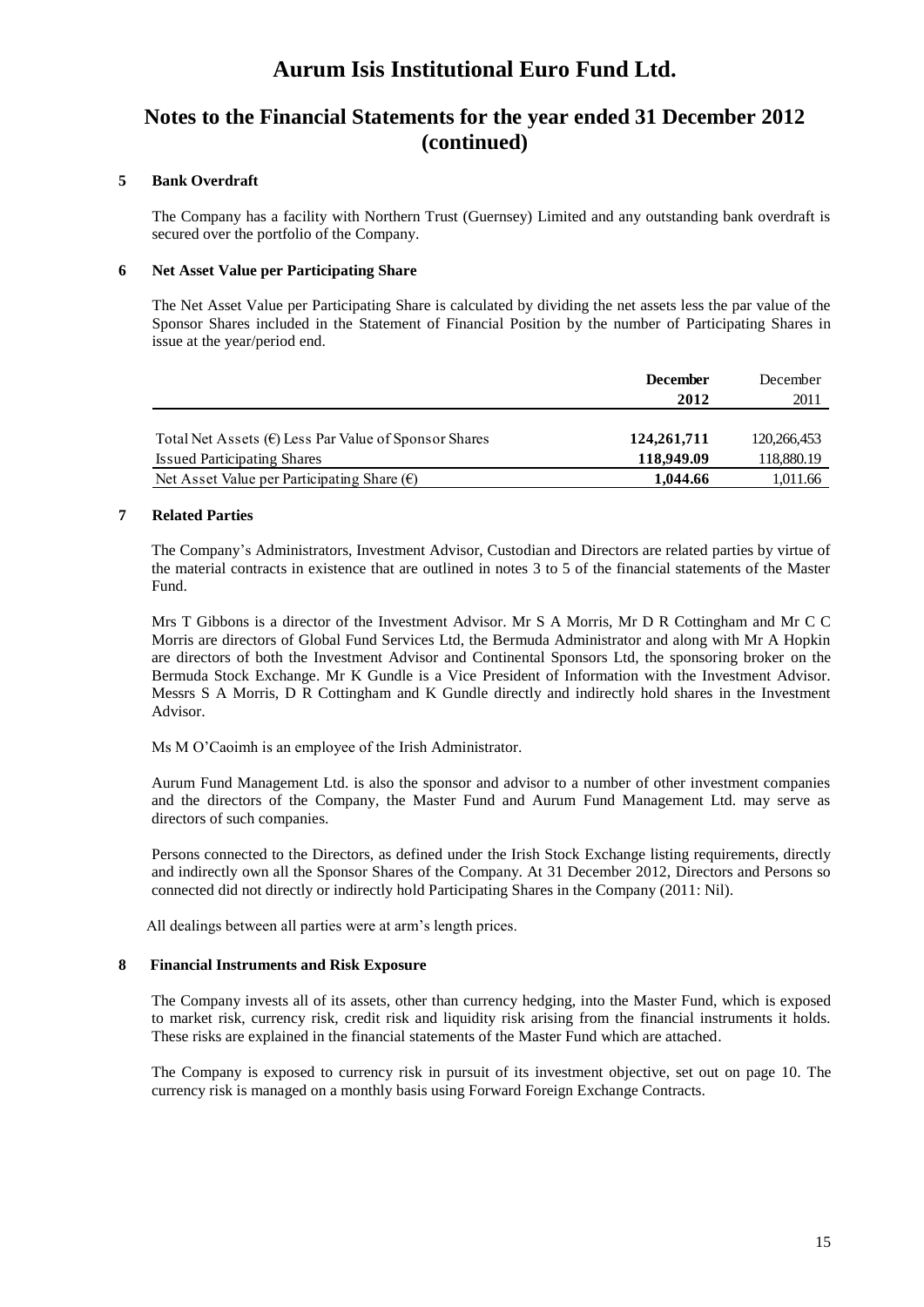# Aurum Isis Institutional Euro Fund Ltd.

## Notes to the Financial Statements for the year ended 31 December 2012 (continued)

### 5 Bank Overdraft

The Company has a facility with Northern Trust (Guernsey) Limited and any outstanding bank overdraft is secured over the portfolio of the Company.

### 6 Net Asset Value per Participating Share

The Net Asset Value per Participating Share is calculated by dividing the net assets less the par value of the Sponsor Shares included in the Statement of Financial Position by the number of Participating Shares in issue at the year/period end.

| | **December 2012** | December 2011 |
|---|---|---|
| Total Net Assets (€) Less Par Value of Sponsor Shares | **124,261,711** | 120,266,453 |
| Issued Participating Shares | **118,949.09** | 118,880.19 |
| Net Asset Value per Participating Share (€) | **1,044.66** | 1,011.66 |

### 7 Related Parties

The Company's Administrators, Investment Advisor, Custodian and Directors are related parties by virtue of the material contracts in existence that are outlined in notes 3 to 5 of the financial statements of the Master Fund.

Mrs T Gibbons is a director of the Investment Advisor. Mr S A Morris, Mr D R Cottingham and Mr C C Morris are directors of Global Fund Services Ltd, the Bermuda Administrator and along with Mr A Hopkin are directors of both the Investment Advisor and Continental Sponsors Ltd, the sponsoring broker on the Bermuda Stock Exchange. Mr K Gundle is a Vice President of Information with the Investment Advisor. Messrs S A Morris, D R Cottingham and K Gundle directly and indirectly hold shares in the Investment Advisor.

Ms M O'Caoimh is an employee of the Irish Administrator.

Aurum Fund Management Ltd. is also the sponsor and advisor to a number of other investment companies and the directors of the Company, the Master Fund and Aurum Fund Management Ltd. may serve as directors of such companies.

Persons connected to the Directors, as defined under the Irish Stock Exchange listing requirements, directly and indirectly own all the Sponsor Shares of the Company. At 31 December 2012, Directors and Persons so connected did not directly or indirectly hold Participating Shares in the Company (2011: Nil).

All dealings between all parties were at arm's length prices.

### 8 Financial Instruments and Risk Exposure

The Company invests all of its assets, other than currency hedging, into the Master Fund, which is exposed to market risk, currency risk, credit risk and liquidity risk arising from the financial instruments it holds. These risks are explained in the financial statements of the Master Fund which are attached.

The Company is exposed to currency risk in pursuit of its investment objective, set out on page 10. The currency risk is managed on a monthly basis using Forward Foreign Exchange Contracts.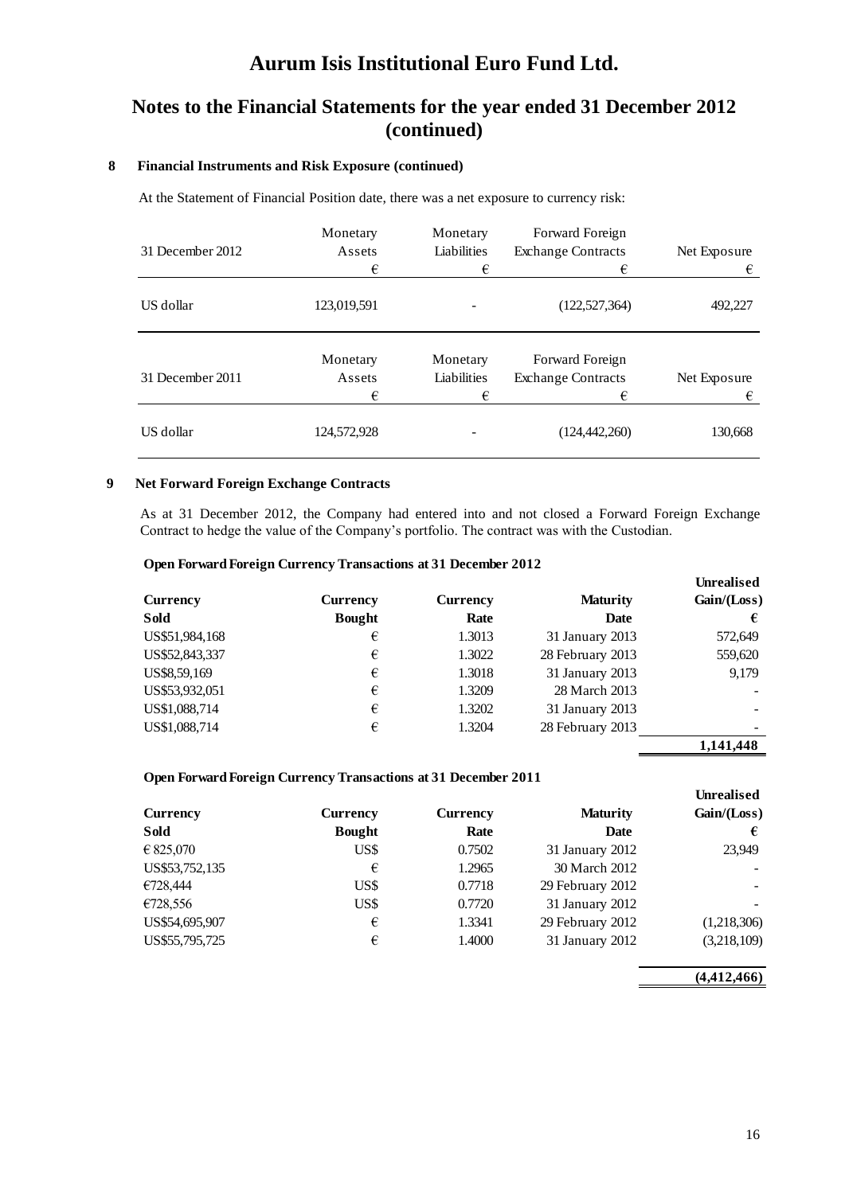# Aurum Isis Institutional Euro Fund Ltd.

## Notes to the Financial Statements for the year ended 31 December 2012 (continued)

### 8 Financial Instruments and Risk Exposure (continued)

At the Statement of Financial Position date, there was a net exposure to currency risk:

| 31 December 2012 | Monetary Assets € | Monetary Liabilities € | Forward Foreign Exchange Contracts € | Net Exposure € |
|---|---|---|---|---|
| US dollar | 123,019,591 | - | (122,527,364) | 492,227 |

| 31 December 2011 | Monetary Assets € | Monetary Liabilities € | Forward Foreign Exchange Contracts € | Net Exposure € |
|---|---|---|---|---|
| US dollar | 124,572,928 | - | (124,442,260) | 130,668 |

### 9 Net Forward Foreign Exchange Contracts

As at 31 December 2012, the Company had entered into and not closed a Forward Foreign Exchange Contract to hedge the value of the Company's portfolio. The contract was with the Custodian.

**Open Forward Foreign Currency Transactions at 31 December 2012**

| Currency Sold | Currency Bought | Currency Rate | Maturity Date | Unrealised Gain/(Loss) € |
|---|---|---|---|---|
| US$51,984,168 | € | 1.3013 | 31 January 2013 | 572,649 |
| US$52,843,337 | € | 1.3022 | 28 February 2013 | 559,620 |
| US$8,59,169 | € | 1.3018 | 31 January 2013 | 9,179 |
| US$53,932,051 | € | 1.3209 | 28 March 2013 | - |
| US$1,088,714 | € | 1.3202 | 31 January 2013 | - |
| US$1,088,714 | € | 1.3204 | 28 February 2013 | - |
| | | | | **1,141,448** |

**Open Forward Foreign Currency Transactions at 31 December 2011**

| Currency Sold | Currency Bought | Currency Rate | Maturity Date | Unrealised Gain/(Loss) € |
|---|---|---|---|---|
| € 825,070 | US$ | 0.7502 | 31 January 2012 | 23,949 |
| US$53,752,135 | € | 1.2965 | 30 March 2012 | - |
| €728,444 | US$ | 0.7718 | 29 February 2012 | - |
| €728,556 | US$ | 0.7720 | 31 January 2012 | - |
| US$54,695,907 | € | 1.3341 | 29 February 2012 | (1,218,306) |
| US$55,795,725 | € | 1.4000 | 31 January 2012 | (3,218,109) |
| | | | | **(4,412,466)** |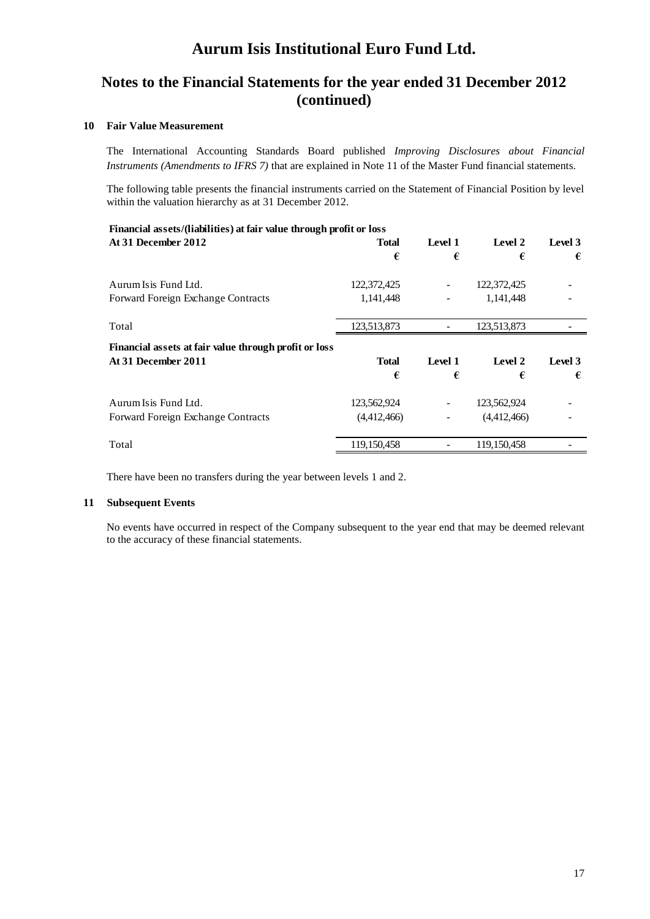# Aurum Isis Institutional Euro Fund Ltd.

## Notes to the Financial Statements for the year ended 31 December 2012 (continued)

### 10 Fair Value Measurement

The International Accounting Standards Board published *Improving Disclosures about Financial Instruments (Amendments to IFRS 7)* that are explained in Note 11 of the Master Fund financial statements.

The following table presents the financial instruments carried on the Statement of Financial Position by level within the valuation hierarchy as at 31 December 2012.

| Financial assets/(liabilities) at fair value through profit or loss<br>At 31 December 2012 | Total<br>€ | Level 1<br>€ | Level 2<br>€ | Level 3<br>€ |
|---|---|---|---|---|
| Aurum Isis Fund Ltd. | 122,372,425 | - | 122,372,425 | - |
| Forward Foreign Exchange Contracts | 1,141,448 | - | 1,141,448 | - |
| Total | 123,513,873 | - | 123,513,873 | - |

| Financial assets at fair value through profit or loss<br>At 31 December 2011 | Total<br>€ | Level 1<br>€ | Level 2<br>€ | Level 3<br>€ |
|---|---|---|---|---|
| Aurum Isis Fund Ltd. | 123,562,924 | - | 123,562,924 | - |
| Forward Foreign Exchange Contracts | (4,412,466) | - | (4,412,466) | - |
| Total | 119,150,458 | - | 119,150,458 | - |

There have been no transfers during the year between levels 1 and 2.

### 11 Subsequent Events

No events have occurred in respect of the Company subsequent to the year end that may be deemed relevant to the accuracy of these financial statements.